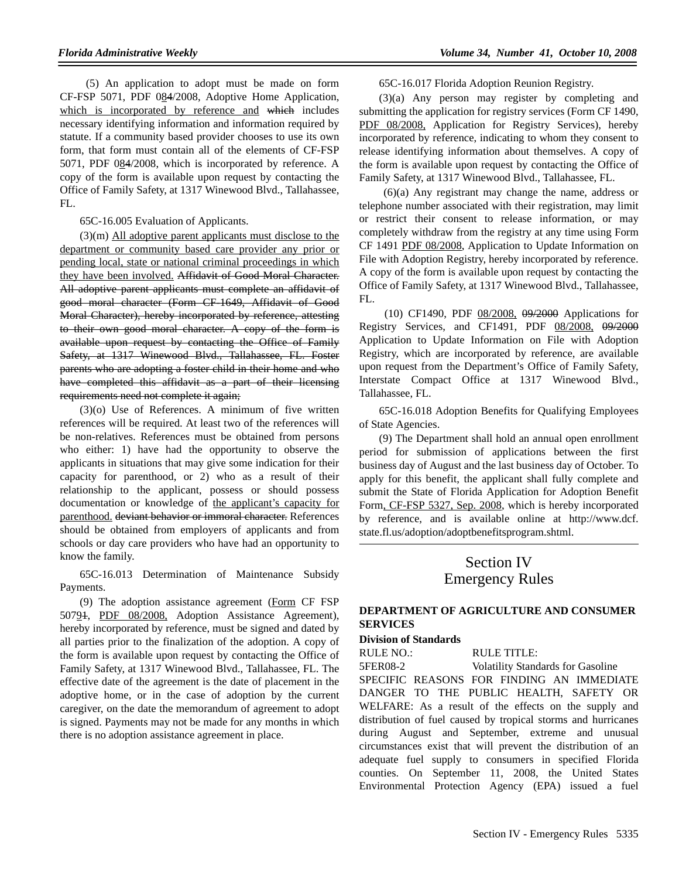(5) An application to adopt must be made on form CF-FSP 5071, PDF 0<u>8</u>~~4~~/2008, Adoptive Home Application, <u>which is incorporated by reference and</u> ~~which~~ includes necessary identifying information and information required by statute. If a community based provider chooses to use its own form, that form must contain all of the elements of CF-FSP 5071, PDF 0<u>8</u>~~4~~/2008, which is incorporated by reference. A copy of the form is available upon request by contacting the Office of Family Safety, at 1317 Winewood Blvd., Tallahassee, FL.

65C-16.005 Evaluation of Applicants.

(3)(m) <u>All adoptive parent applicants must disclose to the department or community based care provider any prior or pending local, state or national criminal proceedings in which they have been involved.</u> ~~Affidavit of Good Moral Character. All adoptive parent applicants must complete an affidavit of good moral character (Form CF 1649, Affidavit of Good Moral Character), hereby incorporated by reference, attesting to their own good moral character. A copy of the form is available upon request by contacting the Office of Family Safety, at 1317 Winewood Blvd., Tallahassee, FL. Foster parents who are adopting a foster child in their home and who have completed this affidavit as a part of their licensing requirements need not complete it again;~~

(3)(o) Use of References. A minimum of five written references will be required. At least two of the references will be non-relatives. References must be obtained from persons who either: 1) have had the opportunity to observe the applicants in situations that may give some indication for their capacity for parenthood, or 2) who as a result of their relationship to the applicant, possess or should possess documentation or knowledge of <u>the applicant's capacity for parenthood.</u> ~~deviant behavior or immoral character.~~ References should be obtained from employers of applicants and from schools or day care providers who have had an opportunity to know the family.

65C-16.013 Determination of Maintenance Subsidy Payments.

(9) The adoption assistance agreement (<u>Form</u> CF FSP 507<u>9</u>~~1~~, <u>PDF 08/2008,</u> Adoption Assistance Agreement), hereby incorporated by reference, must be signed and dated by all parties prior to the finalization of the adoption. A copy of the form is available upon request by contacting the Office of Family Safety, at 1317 Winewood Blvd., Tallahassee, FL. The effective date of the agreement is the date of placement in the adoptive home, or in the case of adoption by the current caregiver, on the date the memorandum of agreement to adopt is signed. Payments may not be made for any months in which there is no adoption assistance agreement in place.

65C-16.017 Florida Adoption Reunion Registry.

(3)(a) Any person may register by completing and submitting the application for registry services (Form CF 1490, <u>PDF 08/2008,</u> Application for Registry Services), hereby incorporated by reference, indicating to whom they consent to release identifying information about themselves. A copy of the form is available upon request by contacting the Office of Family Safety, at 1317 Winewood Blvd., Tallahassee, FL.

(6)(a) Any registrant may change the name, address or telephone number associated with their registration, may limit or restrict their consent to release information, or may completely withdraw from the registry at any time using Form CF 1491 <u>PDF 08/2008</u>, Application to Update Information on File with Adoption Registry, hereby incorporated by reference. A copy of the form is available upon request by contacting the Office of Family Safety, at 1317 Winewood Blvd., Tallahassee, FL.

(10) CF1490, PDF <u>08/2008,</u> ~~09/2000~~ Applications for Registry Services, and CF1491, PDF <u>08/2008,</u> ~~09/2000~~ Application to Update Information on File with Adoption Registry, which are incorporated by reference, are available upon request from the Department's Office of Family Safety, Interstate Compact Office at 1317 Winewood Blvd., Tallahassee, FL.

65C-16.018 Adoption Benefits for Qualifying Employees of State Agencies.

(9) The Department shall hold an annual open enrollment period for submission of applications between the first business day of August and the last business day of October. To apply for this benefit, the applicant shall fully complete and submit the State of Florida Application for Adoption Benefit Form<u>, CF-FSP 5327, Sep. 2008</u>, which is hereby incorporated by reference, and is available online at http://www.dcf.state.fl.us/adoption/adoptbenefitsprogram.shtml.

# Section IV
# Emergency Rules

## DEPARTMENT OF AGRICULTURE AND CONSUMER SERVICES

### Division of Standards

RULE NO.: RULE TITLE:

5FER08-2 Volatility Standards for Gasoline

SPECIFIC REASONS FOR FINDING AN IMMEDIATE DANGER TO THE PUBLIC HEALTH, SAFETY OR WELFARE: As a result of the effects on the supply and distribution of fuel caused by tropical storms and hurricanes during August and September, extreme and unusual circumstances exist that will prevent the distribution of an adequate fuel supply to consumers in specified Florida counties. On September 11, 2008, the United States Environmental Protection Agency (EPA) issued a fuel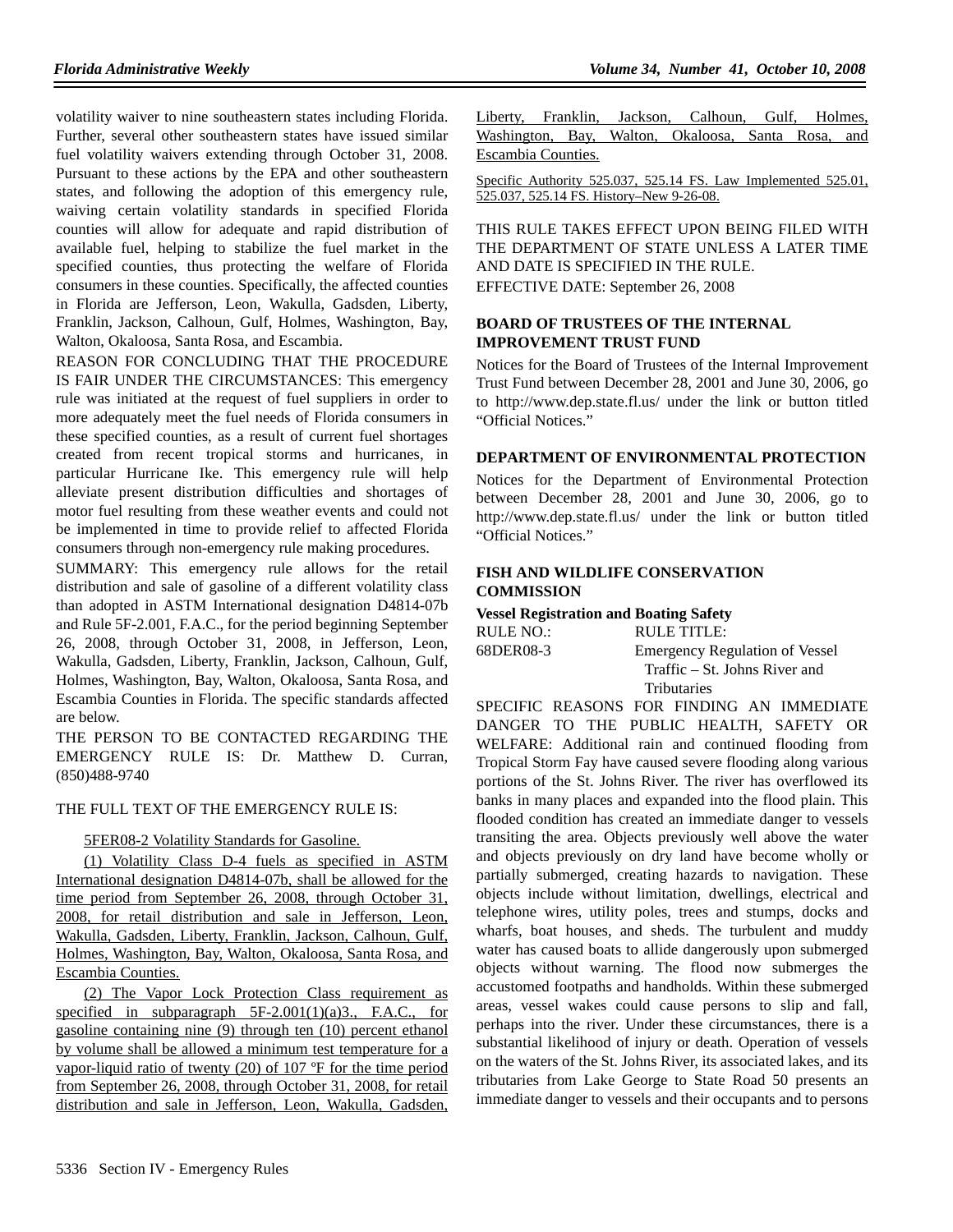volatility waiver to nine southeastern states including Florida. Further, several other southeastern states have issued similar fuel volatility waivers extending through October 31, 2008. Pursuant to these actions by the EPA and other southeastern states, and following the adoption of this emergency rule, waiving certain volatility standards in specified Florida counties will allow for adequate and rapid distribution of available fuel, helping to stabilize the fuel market in the specified counties, thus protecting the welfare of Florida consumers in these counties. Specifically, the affected counties in Florida are Jefferson, Leon, Wakulla, Gadsden, Liberty, Franklin, Jackson, Calhoun, Gulf, Holmes, Washington, Bay, Walton, Okaloosa, Santa Rosa, and Escambia.

REASON FOR CONCLUDING THAT THE PROCEDURE IS FAIR UNDER THE CIRCUMSTANCES: This emergency rule was initiated at the request of fuel suppliers in order to more adequately meet the fuel needs of Florida consumers in these specified counties, as a result of current fuel shortages created from recent tropical storms and hurricanes, in particular Hurricane Ike. This emergency rule will help alleviate present distribution difficulties and shortages of motor fuel resulting from these weather events and could not be implemented in time to provide relief to affected Florida consumers through non-emergency rule making procedures.

SUMMARY: This emergency rule allows for the retail distribution and sale of gasoline of a different volatility class than adopted in ASTM International designation D4814-07b and Rule 5F-2.001, F.A.C., for the period beginning September 26, 2008, through October 31, 2008, in Jefferson, Leon, Wakulla, Gadsden, Liberty, Franklin, Jackson, Calhoun, Gulf, Holmes, Washington, Bay, Walton, Okaloosa, Santa Rosa, and Escambia Counties in Florida. The specific standards affected are below.

THE PERSON TO BE CONTACTED REGARDING THE EMERGENCY RULE IS: Dr. Matthew D. Curran, (850)488-9740

THE FULL TEXT OF THE EMERGENCY RULE IS:

5FER08-2 Volatility Standards for Gasoline.

(1) Volatility Class D-4 fuels as specified in ASTM International designation D4814-07b, shall be allowed for the time period from September 26, 2008, through October 31, 2008, for retail distribution and sale in Jefferson, Leon, Wakulla, Gadsden, Liberty, Franklin, Jackson, Calhoun, Gulf, Holmes, Washington, Bay, Walton, Okaloosa, Santa Rosa, and Escambia Counties.

(2) The Vapor Lock Protection Class requirement as specified in subparagraph 5F-2.001(1)(a)3., F.A.C., for gasoline containing nine (9) through ten (10) percent ethanol by volume shall be allowed a minimum test temperature for a vapor-liquid ratio of twenty (20) of 107 ºF for the time period from September 26, 2008, through October 31, 2008, for retail distribution and sale in Jefferson, Leon, Wakulla, Gadsden, Liberty, Franklin, Jackson, Calhoun, Gulf, Holmes, Washington, Bay, Walton, Okaloosa, Santa Rosa, and Escambia Counties.

Specific Authority 525.037, 525.14 FS. Law Implemented 525.01, 525.037, 525.14 FS. History–New 9-26-08.

THIS RULE TAKES EFFECT UPON BEING FILED WITH THE DEPARTMENT OF STATE UNLESS A LATER TIME AND DATE IS SPECIFIED IN THE RULE.

EFFECTIVE DATE: September 26, 2008

## BOARD OF TRUSTEES OF THE INTERNAL IMPROVEMENT TRUST FUND

Notices for the Board of Trustees of the Internal Improvement Trust Fund between December 28, 2001 and June 30, 2006, go to http://www.dep.state.fl.us/ under the link or button titled "Official Notices."

## DEPARTMENT OF ENVIRONMENTAL PROTECTION

Notices for the Department of Environmental Protection between December 28, 2001 and June 30, 2006, go to http://www.dep.state.fl.us/ under the link or button titled "Official Notices."

## FISH AND WILDLIFE CONSERVATION COMMISSION

### Vessel Registration and Boating Safety

| RULE NO.: | RULE TITLE: |
|---|---|
| 68DER08-3 | Emergency Regulation of Vessel Traffic – St. Johns River and Tributaries |

SPECIFIC REASONS FOR FINDING AN IMMEDIATE DANGER TO THE PUBLIC HEALTH, SAFETY OR WELFARE: Additional rain and continued flooding from Tropical Storm Fay have caused severe flooding along various portions of the St. Johns River. The river has overflowed its banks in many places and expanded into the flood plain. This flooded condition has created an immediate danger to vessels transiting the area. Objects previously well above the water and objects previously on dry land have become wholly or partially submerged, creating hazards to navigation. These objects include without limitation, dwellings, electrical and telephone wires, utility poles, trees and stumps, docks and wharfs, boat houses, and sheds. The turbulent and muddy water has caused boats to allide dangerously upon submerged objects without warning. The flood now submerges the accustomed footpaths and handholds. Within these submerged areas, vessel wakes could cause persons to slip and fall, perhaps into the river. Under these circumstances, there is a substantial likelihood of injury or death. Operation of vessels on the waters of the St. Johns River, its associated lakes, and its tributaries from Lake George to State Road 50 presents an immediate danger to vessels and their occupants and to persons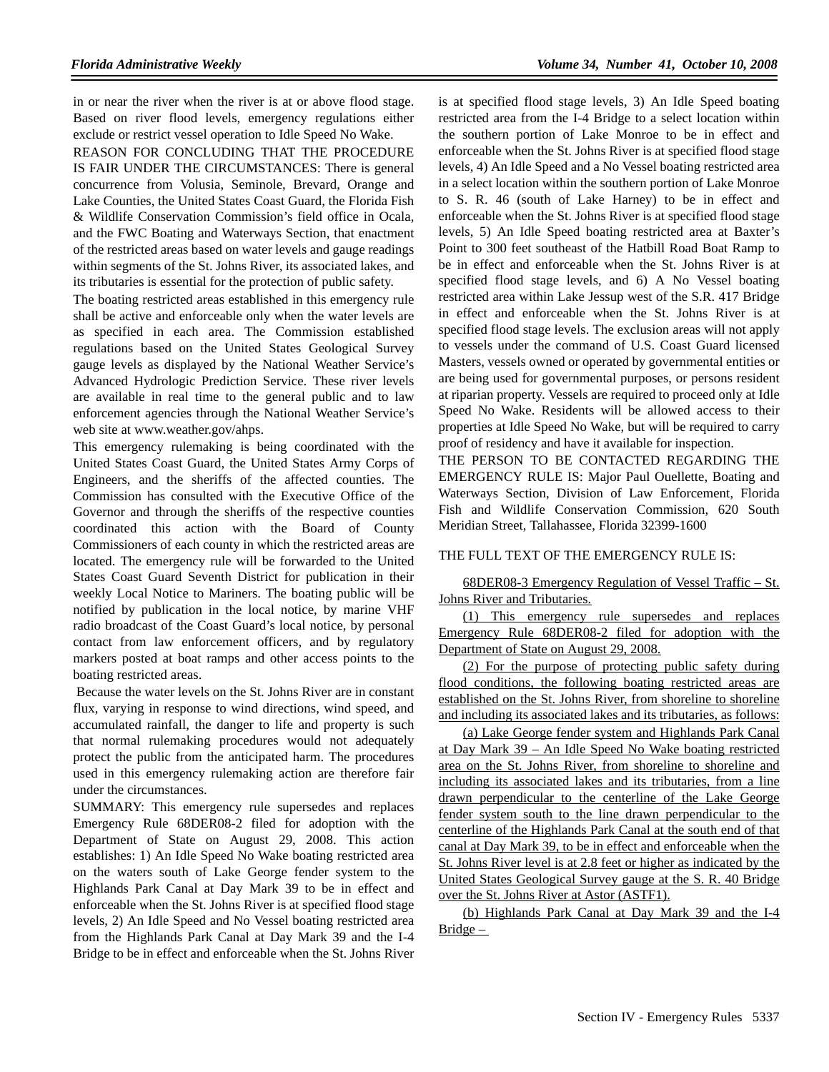in or near the river when the river is at or above flood stage. Based on river flood levels, emergency regulations either exclude or restrict vessel operation to Idle Speed No Wake.

REASON FOR CONCLUDING THAT THE PROCEDURE IS FAIR UNDER THE CIRCUMSTANCES: There is general concurrence from Volusia, Seminole, Brevard, Orange and Lake Counties, the United States Coast Guard, the Florida Fish & Wildlife Conservation Commission's field office in Ocala, and the FWC Boating and Waterways Section, that enactment of the restricted areas based on water levels and gauge readings within segments of the St. Johns River, its associated lakes, and its tributaries is essential for the protection of public safety.

The boating restricted areas established in this emergency rule shall be active and enforceable only when the water levels are as specified in each area. The Commission established regulations based on the United States Geological Survey gauge levels as displayed by the National Weather Service's Advanced Hydrologic Prediction Service. These river levels are available in real time to the general public and to law enforcement agencies through the National Weather Service's web site at www.weather.gov/ahps.

This emergency rulemaking is being coordinated with the United States Coast Guard, the United States Army Corps of Engineers, and the sheriffs of the affected counties. The Commission has consulted with the Executive Office of the Governor and through the sheriffs of the respective counties coordinated this action with the Board of County Commissioners of each county in which the restricted areas are located. The emergency rule will be forwarded to the United States Coast Guard Seventh District for publication in their weekly Local Notice to Mariners. The boating public will be notified by publication in the local notice, by marine VHF radio broadcast of the Coast Guard's local notice, by personal contact from law enforcement officers, and by regulatory markers posted at boat ramps and other access points to the boating restricted areas.

Because the water levels on the St. Johns River are in constant flux, varying in response to wind directions, wind speed, and accumulated rainfall, the danger to life and property is such that normal rulemaking procedures would not adequately protect the public from the anticipated harm. The procedures used in this emergency rulemaking action are therefore fair under the circumstances.

SUMMARY: This emergency rule supersedes and replaces Emergency Rule 68DER08-2 filed for adoption with the Department of State on August 29, 2008. This action establishes: 1) An Idle Speed No Wake boating restricted area on the waters south of Lake George fender system to the Highlands Park Canal at Day Mark 39 to be in effect and enforceable when the St. Johns River is at specified flood stage levels, 2) An Idle Speed and No Vessel boating restricted area from the Highlands Park Canal at Day Mark 39 and the I-4 Bridge to be in effect and enforceable when the St. Johns River is at specified flood stage levels, 3) An Idle Speed boating restricted area from the I-4 Bridge to a select location within the southern portion of Lake Monroe to be in effect and enforceable when the St. Johns River is at specified flood stage levels, 4) An Idle Speed and a No Vessel boating restricted area in a select location within the southern portion of Lake Monroe to S. R. 46 (south of Lake Harney) to be in effect and enforceable when the St. Johns River is at specified flood stage levels, 5) An Idle Speed boating restricted area at Baxter's Point to 300 feet southeast of the Hatbill Road Boat Ramp to be in effect and enforceable when the St. Johns River is at specified flood stage levels, and 6) A No Vessel boating restricted area within Lake Jessup west of the S.R. 417 Bridge in effect and enforceable when the St. Johns River is at specified flood stage levels. The exclusion areas will not apply to vessels under the command of U.S. Coast Guard licensed Masters, vessels owned or operated by governmental entities or are being used for governmental purposes, or persons resident at riparian property. Vessels are required to proceed only at Idle Speed No Wake. Residents will be allowed access to their properties at Idle Speed No Wake, but will be required to carry proof of residency and have it available for inspection.

THE PERSON TO BE CONTACTED REGARDING THE EMERGENCY RULE IS: Major Paul Ouellette, Boating and Waterways Section, Division of Law Enforcement, Florida Fish and Wildlife Conservation Commission, 620 South Meridian Street, Tallahassee, Florida 32399-1600

THE FULL TEXT OF THE EMERGENCY RULE IS:

68DER08-3 Emergency Regulation of Vessel Traffic – St. Johns River and Tributaries.

(1) This emergency rule supersedes and replaces Emergency Rule 68DER08-2 filed for adoption with the Department of State on August 29, 2008.

(2) For the purpose of protecting public safety during flood conditions, the following boating restricted areas are established on the St. Johns River, from shoreline to shoreline and including its associated lakes and its tributaries, as follows:

(a) Lake George fender system and Highlands Park Canal at Day Mark 39 – An Idle Speed No Wake boating restricted area on the St. Johns River, from shoreline to shoreline and including its associated lakes and its tributaries, from a line drawn perpendicular to the centerline of the Lake George fender system south to the line drawn perpendicular to the centerline of the Highlands Park Canal at the south end of that canal at Day Mark 39, to be in effect and enforceable when the St. Johns River level is at 2.8 feet or higher as indicated by the United States Geological Survey gauge at the S. R. 40 Bridge over the St. Johns River at Astor (ASTF1).

(b) Highlands Park Canal at Day Mark 39 and the I-4 Bridge –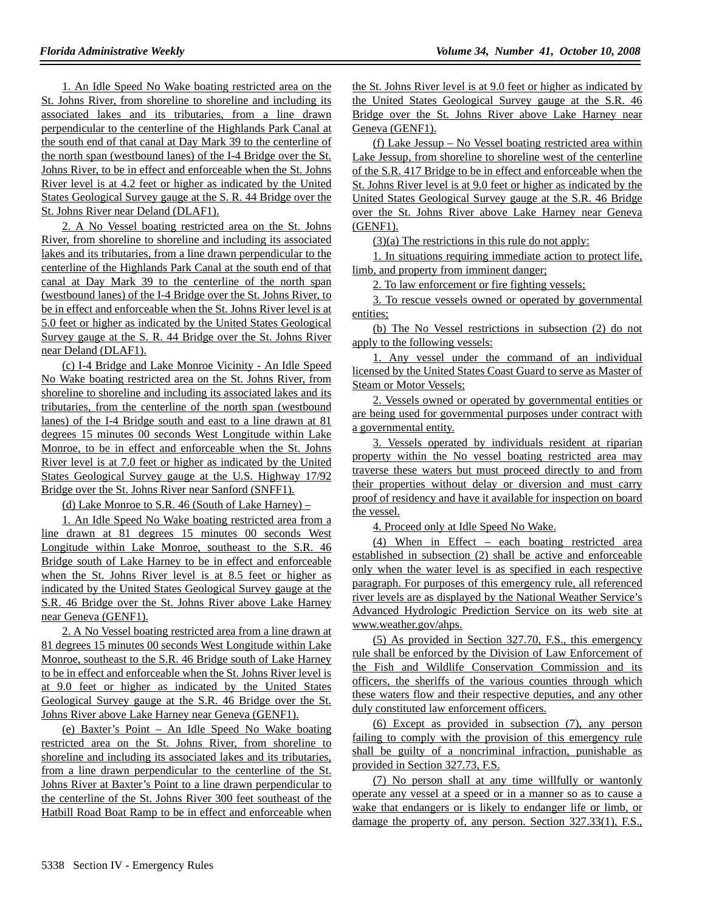1. An Idle Speed No Wake boating restricted area on the St. Johns River, from shoreline to shoreline and including its associated lakes and its tributaries, from a line drawn perpendicular to the centerline of the Highlands Park Canal at the south end of that canal at Day Mark 39 to the centerline of the north span (westbound lanes) of the I-4 Bridge over the St. Johns River, to be in effect and enforceable when the St. Johns River level is at 4.2 feet or higher as indicated by the United States Geological Survey gauge at the S. R. 44 Bridge over the St. Johns River near Deland (DLAF1).

2. A No Vessel boating restricted area on the St. Johns River, from shoreline to shoreline and including its associated lakes and its tributaries, from a line drawn perpendicular to the centerline of the Highlands Park Canal at the south end of that canal at Day Mark 39 to the centerline of the north span (westbound lanes) of the I-4 Bridge over the St. Johns River, to be in effect and enforceable when the St. Johns River level is at 5.0 feet or higher as indicated by the United States Geological Survey gauge at the S. R. 44 Bridge over the St. Johns River near Deland (DLAF1).

(c) I-4 Bridge and Lake Monroe Vicinity - An Idle Speed No Wake boating restricted area on the St. Johns River, from shoreline to shoreline and including its associated lakes and its tributaries, from the centerline of the north span (westbound lanes) of the I-4 Bridge south and east to a line drawn at 81 degrees 15 minutes 00 seconds West Longitude within Lake Monroe, to be in effect and enforceable when the St. Johns River level is at 7.0 feet or higher as indicated by the United States Geological Survey gauge at the U.S. Highway 17/92 Bridge over the St. Johns River near Sanford (SNFF1).

(d) Lake Monroe to S.R. 46 (South of Lake Harney) –

1. An Idle Speed No Wake boating restricted area from a line drawn at 81 degrees 15 minutes 00 seconds West Longitude within Lake Monroe, southeast to the S.R. 46 Bridge south of Lake Harney to be in effect and enforceable when the St. Johns River level is at 8.5 feet or higher as indicated by the United States Geological Survey gauge at the S.R. 46 Bridge over the St. Johns River above Lake Harney near Geneva (GENF1).

2. A No Vessel boating restricted area from a line drawn at 81 degrees 15 minutes 00 seconds West Longitude within Lake Monroe, southeast to the S.R. 46 Bridge south of Lake Harney to be in effect and enforceable when the St. Johns River level is at 9.0 feet or higher as indicated by the United States Geological Survey gauge at the S.R. 46 Bridge over the St. Johns River above Lake Harney near Geneva (GENF1).

(e) Baxter's Point – An Idle Speed No Wake boating restricted area on the St. Johns River, from shoreline to shoreline and including its associated lakes and its tributaries, from a line drawn perpendicular to the centerline of the St. Johns River at Baxter's Point to a line drawn perpendicular to the centerline of the St. Johns River 300 feet southeast of the Hatbill Road Boat Ramp to be in effect and enforceable when the St. Johns River level is at 9.0 feet or higher as indicated by the United States Geological Survey gauge at the S.R. 46 Bridge over the St. Johns River above Lake Harney near Geneva (GENF1).

(f) Lake Jessup – No Vessel boating restricted area within Lake Jessup, from shoreline to shoreline west of the centerline of the S.R. 417 Bridge to be in effect and enforceable when the St. Johns River level is at 9.0 feet or higher as indicated by the United States Geological Survey gauge at the S.R. 46 Bridge over the St. Johns River above Lake Harney near Geneva (GENF1).

(3)(a) The restrictions in this rule do not apply:

1. In situations requiring immediate action to protect life, limb, and property from imminent danger;

2. To law enforcement or fire fighting vessels;

3. To rescue vessels owned or operated by governmental entities;

(b) The No Vessel restrictions in subsection (2) do not apply to the following vessels:

1. Any vessel under the command of an individual licensed by the United States Coast Guard to serve as Master of Steam or Motor Vessels;

2. Vessels owned or operated by governmental entities or are being used for governmental purposes under contract with a governmental entity.

3. Vessels operated by individuals resident at riparian property within the No vessel boating restricted area may traverse these waters but must proceed directly to and from their properties without delay or diversion and must carry proof of residency and have it available for inspection on board the vessel.

4. Proceed only at Idle Speed No Wake.

(4) When in Effect – each boating restricted area established in subsection (2) shall be active and enforceable only when the water level is as specified in each respective paragraph. For purposes of this emergency rule, all referenced river levels are as displayed by the National Weather Service's Advanced Hydrologic Prediction Service on its web site at www.weather.gov/ahps.

(5) As provided in Section 327.70, F.S., this emergency rule shall be enforced by the Division of Law Enforcement of the Fish and Wildlife Conservation Commission and its officers, the sheriffs of the various counties through which these waters flow and their respective deputies, and any other duly constituted law enforcement officers.

(6) Except as provided in subsection (7), any person failing to comply with the provision of this emergency rule shall be guilty of a noncriminal infraction, punishable as provided in Section 327.73, F.S.

(7) No person shall at any time willfully or wantonly operate any vessel at a speed or in a manner so as to cause a wake that endangers or is likely to endanger life or limb, or damage the property of, any person. Section 327.33(1), F.S.,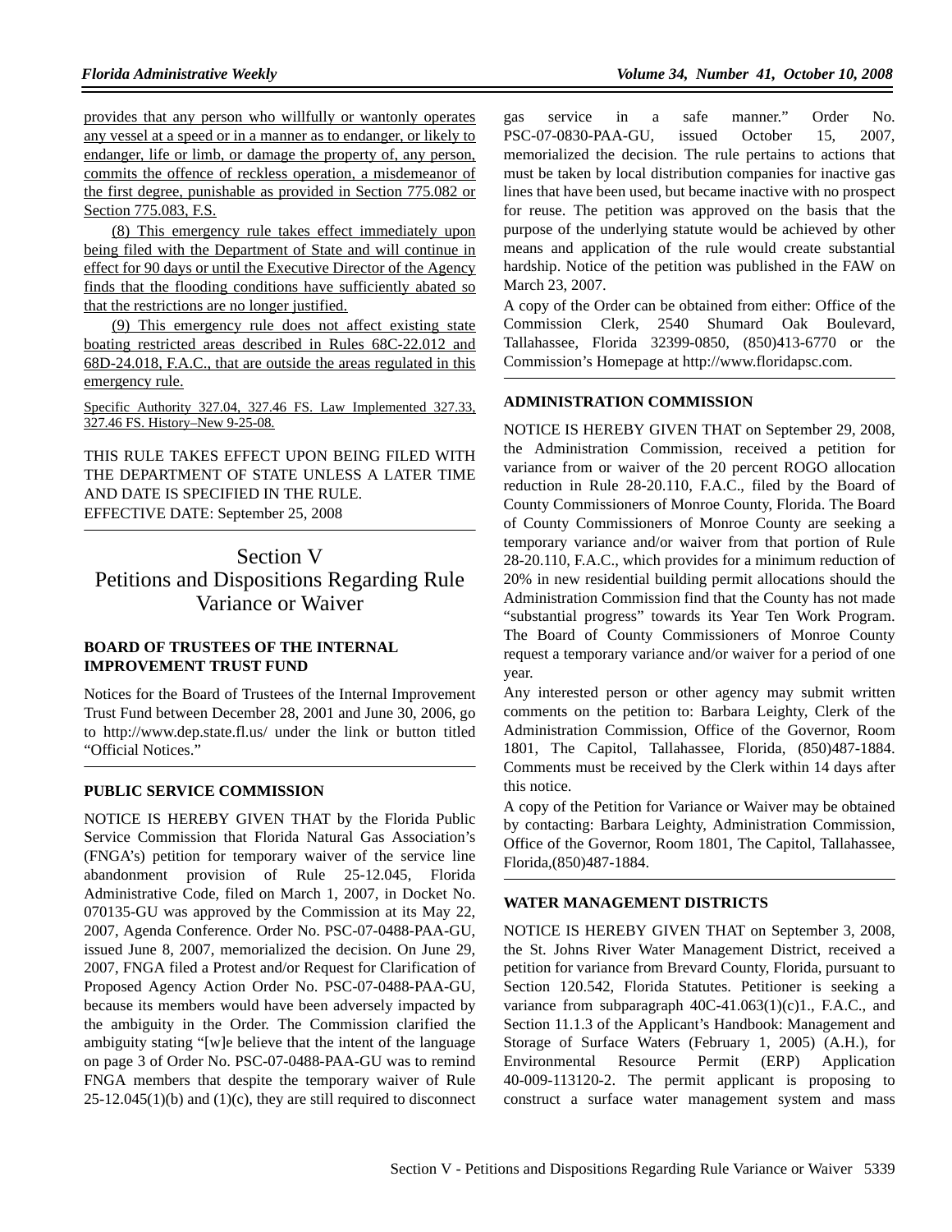provides that any person who willfully or wantonly operates any vessel at a speed or in a manner as to endanger, or likely to endanger, life or limb, or damage the property of, any person, commits the offence of reckless operation, a misdemeanor of the first degree, punishable as provided in Section 775.082 or Section 775.083, F.S.

(8) This emergency rule takes effect immediately upon being filed with the Department of State and will continue in effect for 90 days or until the Executive Director of the Agency finds that the flooding conditions have sufficiently abated so that the restrictions are no longer justified.

(9) This emergency rule does not affect existing state boating restricted areas described in Rules 68C-22.012 and 68D-24.018, F.A.C., that are outside the areas regulated in this emergency rule.

Specific Authority 327.04, 327.46 FS. Law Implemented 327.33, 327.46 FS. History–New 9-25-08.

THIS RULE TAKES EFFECT UPON BEING FILED WITH THE DEPARTMENT OF STATE UNLESS A LATER TIME AND DATE IS SPECIFIED IN THE RULE.
EFFECTIVE DATE: September 25, 2008

# Section V
# Petitions and Dispositions Regarding Rule Variance or Waiver

### BOARD OF TRUSTEES OF THE INTERNAL IMPROVEMENT TRUST FUND

Notices for the Board of Trustees of the Internal Improvement Trust Fund between December 28, 2001 and June 30, 2006, go to http://www.dep.state.fl.us/ under the link or button titled "Official Notices."

### PUBLIC SERVICE COMMISSION

NOTICE IS HEREBY GIVEN THAT by the Florida Public Service Commission that Florida Natural Gas Association's (FNGA's) petition for temporary waiver of the service line abandonment provision of Rule 25-12.045, Florida Administrative Code, filed on March 1, 2007, in Docket No. 070135-GU was approved by the Commission at its May 22, 2007, Agenda Conference. Order No. PSC-07-0488-PAA-GU, issued June 8, 2007, memorialized the decision. On June 29, 2007, FNGA filed a Protest and/or Request for Clarification of Proposed Agency Action Order No. PSC-07-0488-PAA-GU, because its members would have been adversely impacted by the ambiguity in the Order. The Commission clarified the ambiguity stating "[w]e believe that the intent of the language on page 3 of Order No. PSC-07-0488-PAA-GU was to remind FNGA members that despite the temporary waiver of Rule 25-12.045(1)(b) and (1)(c), they are still required to disconnect gas service in a safe manner." Order No. PSC-07-0830-PAA-GU, issued October 15, 2007, memorialized the decision. The rule pertains to actions that must be taken by local distribution companies for inactive gas lines that have been used, but became inactive with no prospect for reuse. The petition was approved on the basis that the purpose of the underlying statute would be achieved by other means and application of the rule would create substantial hardship. Notice of the petition was published in the FAW on March 23, 2007.

A copy of the Order can be obtained from either: Office of the Commission Clerk, 2540 Shumard Oak Boulevard, Tallahassee, Florida 32399-0850, (850)413-6770 or the Commission's Homepage at http://www.floridapsc.com.

### ADMINISTRATION COMMISSION

NOTICE IS HEREBY GIVEN THAT on September 29, 2008, the Administration Commission, received a petition for variance from or waiver of the 20 percent ROGO allocation reduction in Rule 28-20.110, F.A.C., filed by the Board of County Commissioners of Monroe County, Florida. The Board of County Commissioners of Monroe County are seeking a temporary variance and/or waiver from that portion of Rule 28-20.110, F.A.C., which provides for a minimum reduction of 20% in new residential building permit allocations should the Administration Commission find that the County has not made "substantial progress" towards its Year Ten Work Program. The Board of County Commissioners of Monroe County request a temporary variance and/or waiver for a period of one year.

Any interested person or other agency may submit written comments on the petition to: Barbara Leighty, Clerk of the Administration Commission, Office of the Governor, Room 1801, The Capitol, Tallahassee, Florida, (850)487-1884. Comments must be received by the Clerk within 14 days after this notice.

A copy of the Petition for Variance or Waiver may be obtained by contacting: Barbara Leighty, Administration Commission, Office of the Governor, Room 1801, The Capitol, Tallahassee, Florida,(850)487-1884.

### WATER MANAGEMENT DISTRICTS

NOTICE IS HEREBY GIVEN THAT on September 3, 2008, the St. Johns River Water Management District, received a petition for variance from Brevard County, Florida, pursuant to Section 120.542, Florida Statutes. Petitioner is seeking a variance from subparagraph 40C-41.063(1)(c)1., F.A.C., and Section 11.1.3 of the Applicant's Handbook: Management and Storage of Surface Waters (February 1, 2005) (A.H.), for Environmental Resource Permit (ERP) Application 40-009-113120-2. The permit applicant is proposing to construct a surface water management system and mass